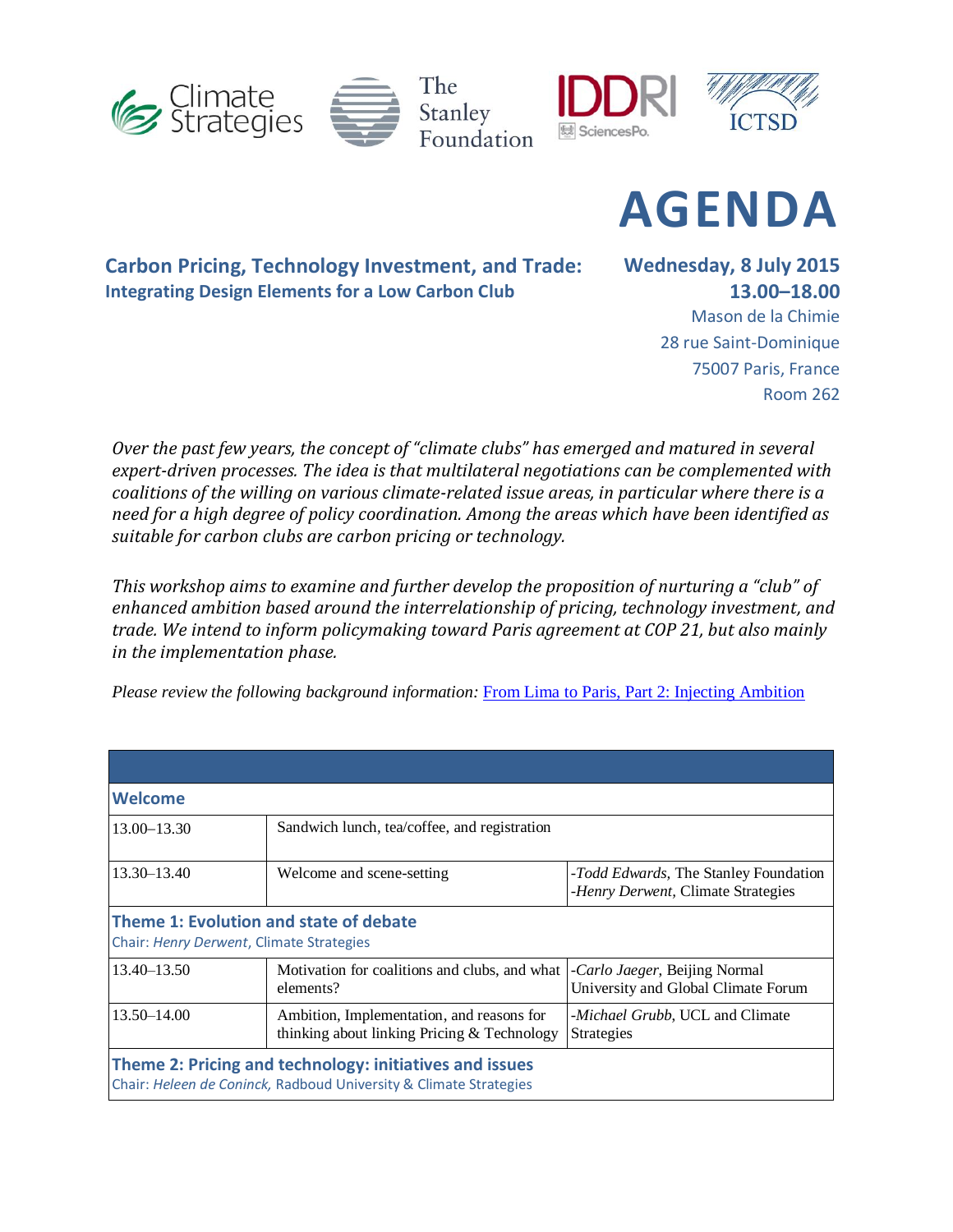Climate Strategies | The Stanley Foundation | IDDRI SciencesPo. | ICTSD

# AGENDA

## Carbon Pricing, Technology Investment, and Trade:
### Integrating Design Elements for a Low Carbon Club

**Wednesday, 8 July 2015**
**13.00–18.00**
Mason de la Chimie
28 rue Saint-Dominique
75007 Paris, France
Room 262

*Over the past few years, the concept of "climate clubs" has emerged and matured in several expert-driven processes. The idea is that multilateral negotiations can be complemented with coalitions of the willing on various climate-related issue areas, in particular where there is a need for a high degree of policy coordination. Among the areas which have been identified as suitable for carbon clubs are carbon pricing or technology.*

*This workshop aims to examine and further develop the proposition of nurturing a "club" of enhanced ambition based around the interrelationship of pricing, technology investment, and trade. We intend to inform policymaking toward Paris agreement at COP 21, but also mainly in the implementation phase.*

*Please review the following background information:* From Lima to Paris, Part 2: Injecting Ambition

| | | |
|---|---|---|
| **Welcome** | | |
| 13.00–13.30 | Sandwich lunch, tea/coffee, and registration | |
| 13.30–13.40 | Welcome and scene-setting | -*Todd Edwards*, The Stanley Foundation<br>-*Henry Derwent*, Climate Strategies |
| **Theme 1: Evolution and state of debate**<br>Chair: *Henry Derwent*, Climate Strategies | | |
| 13.40–13.50 | Motivation for coalitions and clubs, and what elements? | -*Carlo Jaeger*, Beijing Normal University and Global Climate Forum |
| 13.50–14.00 | Ambition, Implementation, and reasons for thinking about linking Pricing & Technology | -*Michael Grubb*, UCL and Climate Strategies |
| **Theme 2: Pricing and technology: initiatives and issues**<br>Chair: *Heleen de Coninck,* Radboud University & Climate Strategies | | |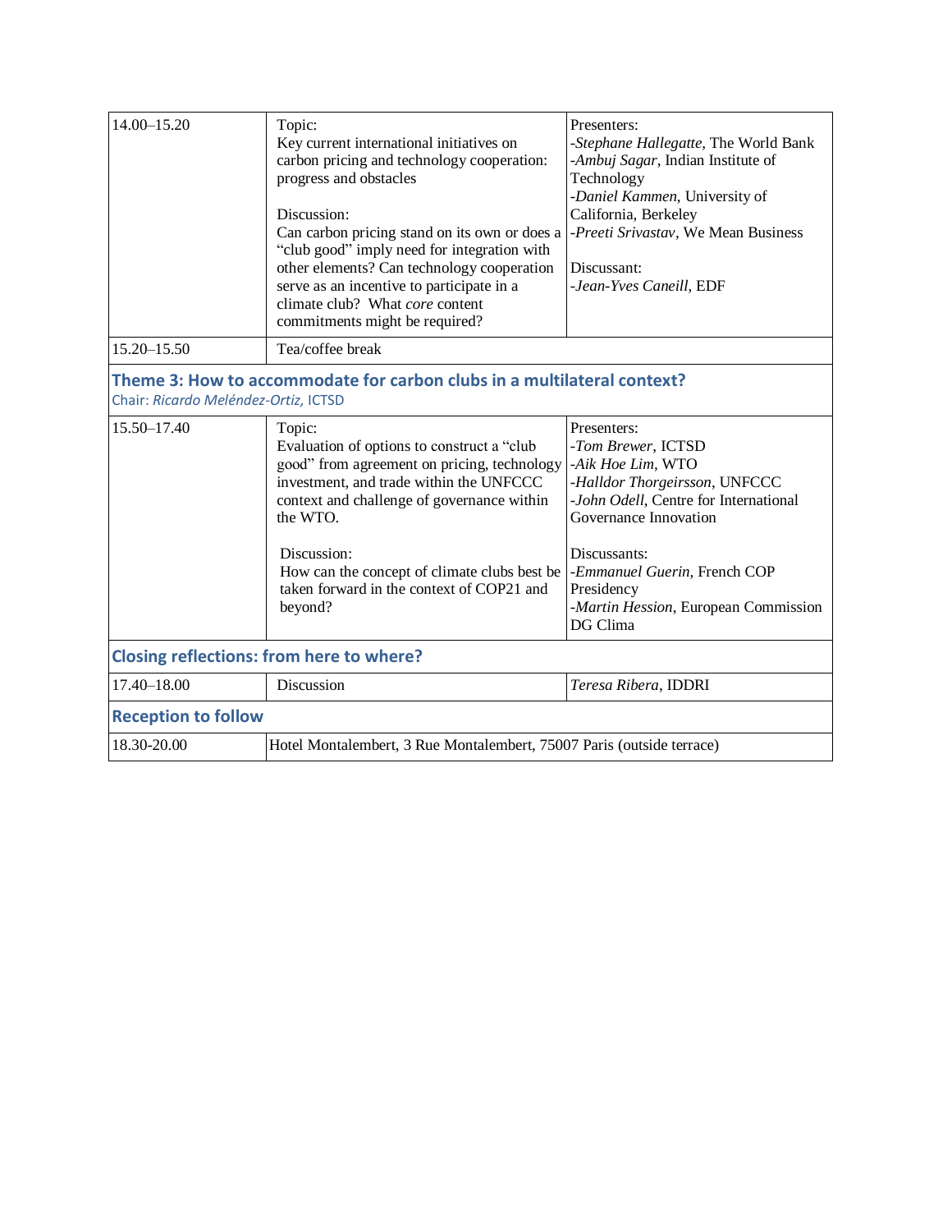| | | |
|---|---|---|
| 14.00–15.20 | Topic:<br>Key current international initiatives on carbon pricing and technology cooperation: progress and obstacles<br><br>Discussion:<br>Can carbon pricing stand on its own or does a “club good” imply need for integration with other elements? Can technology cooperation serve as an incentive to participate in a climate club? What *core* content commitments might be required? | Presenters:<br>-*Stephane Hallegatte*, The World Bank<br>-*Ambuj Sagar*, Indian Institute of Technology<br>-*Daniel Kammen*, University of California, Berkeley<br>-*Preeti Srivastav*, We Mean Business<br><br>Discussant:<br>-*Jean-Yves Caneill*, EDF |
| 15.20–15.50 | Tea/coffee break | |

## Theme 3: How to accommodate for carbon clubs in a multilateral context?

Chair: *Ricardo Meléndez-Ortiz,* ICTSD

| | | |
|---|---|---|
| 15.50–17.40 | Topic:<br>Evaluation of options to construct a “club good” from agreement on pricing, technology investment, and trade within the UNFCCC context and challenge of governance within the WTO.<br><br>Discussion:<br>How can the concept of climate clubs best be taken forward in the context of COP21 and beyond? | Presenters:<br>-*Tom Brewer*, ICTSD<br>-*Aik Hoe Lim*, WTO<br>-*Halldor Thorgeirsson*, UNFCCC<br>-*John Odell*, Centre for International Governance Innovation<br><br>Discussants:<br>-*Emmanuel Guerin,* French COP Presidency<br>-*Martin Hession*, European Commission DG Clima |

## Closing reflections: from here to where?

| | | |
|---|---|---|
| 17.40–18.00 | Discussion | *Teresa Ribera*, IDDRI |

## Reception to follow

| | |
|---|---|
| 18.30-20.00 | Hotel Montalembert, 3 Rue Montalembert, 75007 Paris (outside terrace) |